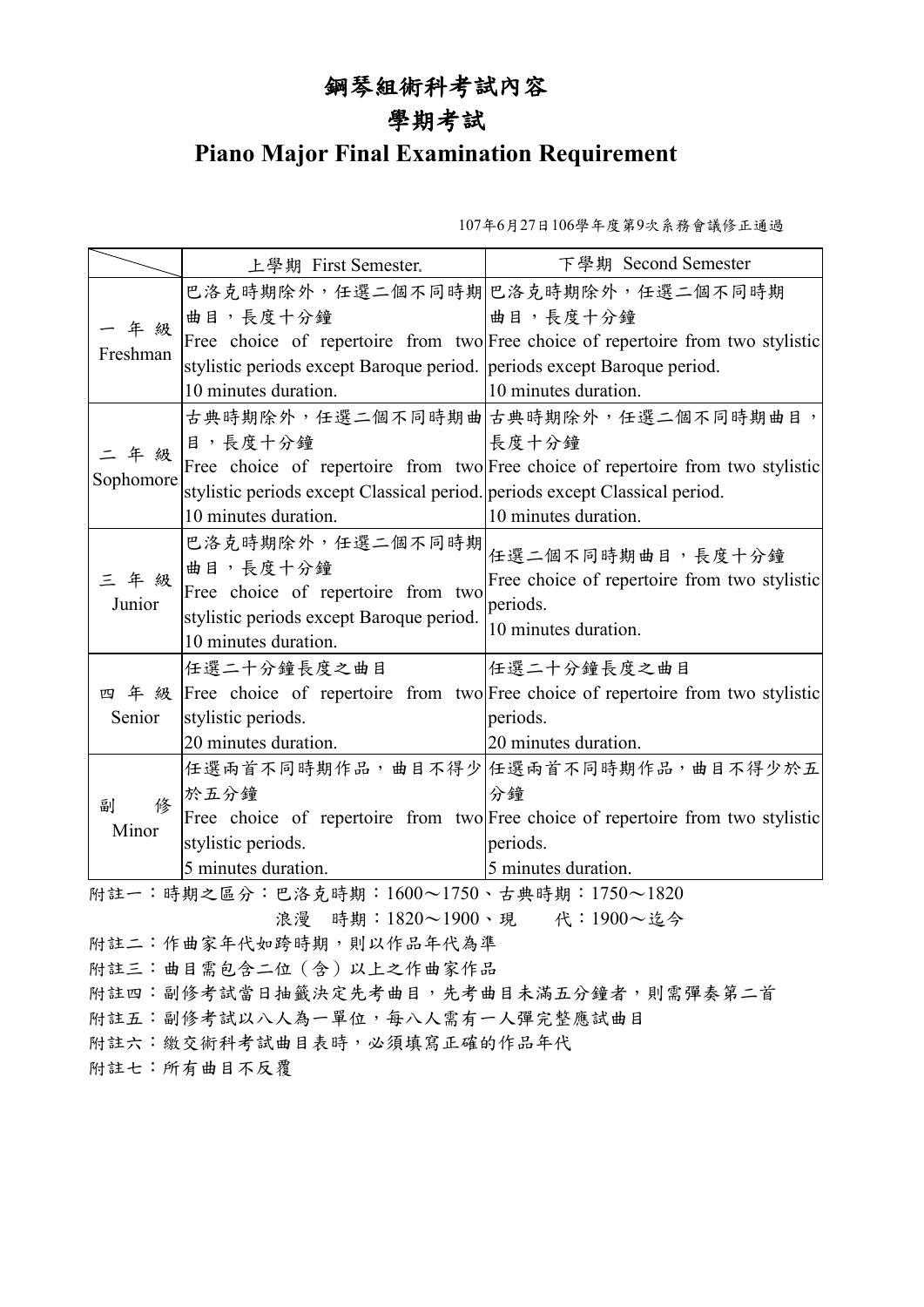# 鋼琴組術科考試內容

# 學期考試

## Piano Major Final Examination Requirement

107年6月27日106學年度第9次系務會議修正通過

| | 上學期 First Semester. | 下學期 Second Semester |
|---|---|---|
| 一年級 Freshman | 巴洛克時期除外，任選二個不同時期曲目，長度十分鐘 Free choice of repertoire from two stylistic periods except Baroque period. 10 minutes duration. | 巴洛克時期除外，任選二個不同時期曲目，長度十分鐘 Free choice of repertoire from two stylistic periods except Baroque period. 10 minutes duration. |
| 二年級 Sophomore | 古典時期除外，任選二個不同時期曲目，長度十分鐘 Free choice of repertoire from two stylistic periods except Classical period. 10 minutes duration. | 古典時期除外，任選二個不同時期曲目，長度十分鐘 Free choice of repertoire from two stylistic periods except Classical period. 10 minutes duration. |
| 三年級 Junior | 巴洛克時期除外，任選二個不同時期曲目，長度十分鐘 Free choice of repertoire from two stylistic periods except Baroque period. 10 minutes duration. | 任選二個不同時期曲目，長度十分鐘 Free choice of repertoire from two stylistic periods. 10 minutes duration. |
| 四年級 Senior | 任選二十分鐘長度之曲目 Free choice of repertoire from two stylistic periods. 20 minutes duration. | 任選二十分鐘長度之曲目 Free choice of repertoire from two stylistic periods. 20 minutes duration. |
| 副修 Minor | 任選兩首不同時期作品，曲目不得少於五分鐘 Free choice of repertoire from two stylistic periods. 5 minutes duration. | 任選兩首不同時期作品，曲目不得少於五分鐘 Free choice of repertoire from two stylistic periods. 5 minutes duration. |

附註一：時期之區分：巴洛克時期：1600～1750、古典時期：1750～1820
浪漫　時期：1820～1900、現　　代：1900～迄今

附註二：作曲家年代如跨時期，則以作品年代為準

附註三：曲目需包含二位（含）以上之作曲家作品

附註四：副修考試當日抽籤決定先考曲目，先考曲目未滿五分鐘者，則需彈奏第二首

附註五：副修考試以八人為一單位，每八人需有一人彈完整應試曲目

附註六：繳交術科考試曲目表時，必須填寫正確的作品年代

附註七：所有曲目不反覆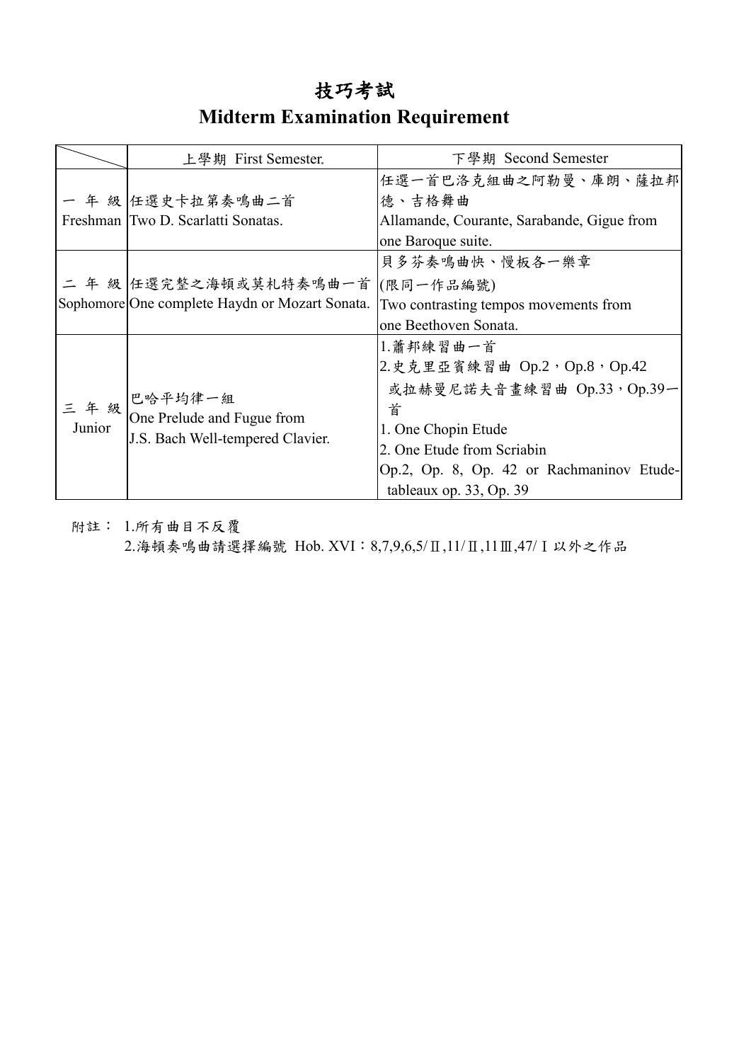# 技巧考試

# Midterm Examination Requirement

| | 上學期 First Semester. | 下學期 Second Semester |
|---|---|---|
| 一 年 級 Freshman | 任選史卡拉第奏鳴曲二首 Two D. Scarlatti Sonatas. | 任選一首巴洛克組曲之阿勒曼、庫朗、薩拉邦德、吉格舞曲 Allamande, Courante, Sarabande, Gigue from one Baroque suite. |
| 二 年 級 Sophomore | 任選完整之海頓或莫札特奏鳴曲一首 One complete Haydn or Mozart Sonata. | 貝多芬奏鳴曲快、慢板各一樂章 (限同一作品編號) Two contrasting tempos movements from one Beethoven Sonata. |
| 三 年 級 Junior | 巴哈平均律一組 One Prelude and Fugue from J.S. Bach Well-tempered Clavier. | 1.蕭邦練習曲一首<br>2.史克里亞賓練習曲 Op.2，Op.8，Op.42 或拉赫曼尼諾夫音畫練習曲 Op.33，Op.39一首<br>1. One Chopin Etude<br>2. One Etude from Scriabin Op.2, Op. 8, Op. 42 or Rachmaninov Etude-tableaux op. 33, Op. 39 |

附註： 1.所有曲目不反覆

2.海頓奏鳴曲請選擇編號 Hob. XVI：8,7,9,6,5/Ⅱ,11/Ⅱ,11Ⅲ,47/Ⅰ以外之作品